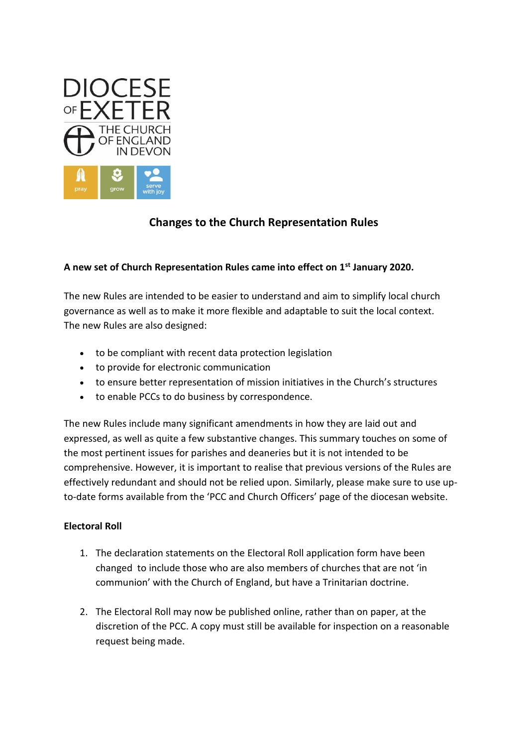DIOCESE OF EXETER
THE CHURCH OF ENGLAND IN DEVON

pray grow serve with joy

# Changes to the Church Representation Rules

**A new set of Church Representation Rules came into effect on 1st January 2020.**

The new Rules are intended to be easier to understand and aim to simplify local church governance as well as to make it more flexible and adaptable to suit the local context. The new Rules are also designed:

- to be compliant with recent data protection legislation
- to provide for electronic communication
- to ensure better representation of mission initiatives in the Church's structures
- to enable PCCs to do business by correspondence.

The new Rules include many significant amendments in how they are laid out and expressed, as well as quite a few substantive changes. This summary touches on some of the most pertinent issues for parishes and deaneries but it is not intended to be comprehensive. However, it is important to realise that previous versions of the Rules are effectively redundant and should not be relied upon. Similarly, please make sure to use up-to-date forms available from the 'PCC and Church Officers' page of the diocesan website.

**Electoral Roll**

1. The declaration statements on the Electoral Roll application form have been changed to include those who are also members of churches that are not 'in communion' with the Church of England, but have a Trinitarian doctrine.

2. The Electoral Roll may now be published online, rather than on paper, at the discretion of the PCC. A copy must still be available for inspection on a reasonable request being made.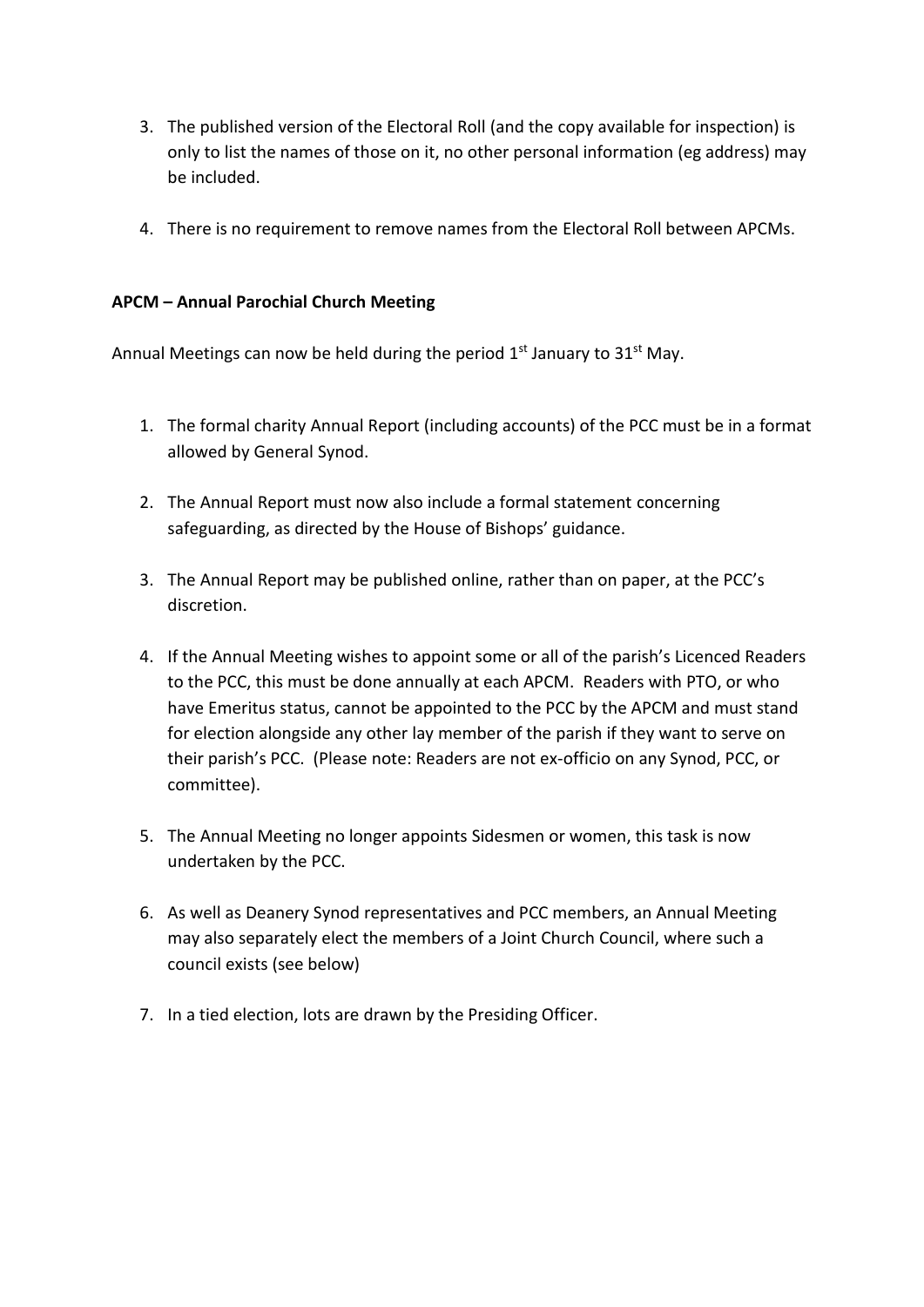3. The published version of the Electoral Roll (and the copy available for inspection) is only to list the names of those on it, no other personal information (eg address) may be included.

4. There is no requirement to remove names from the Electoral Roll between APCMs.

**APCM – Annual Parochial Church Meeting**

Annual Meetings can now be held during the period 1st January to 31st May.

1. The formal charity Annual Report (including accounts) of the PCC must be in a format allowed by General Synod.

2. The Annual Report must now also include a formal statement concerning safeguarding, as directed by the House of Bishops' guidance.

3. The Annual Report may be published online, rather than on paper, at the PCC's discretion.

4. If the Annual Meeting wishes to appoint some or all of the parish's Licenced Readers to the PCC, this must be done annually at each APCM. Readers with PTO, or who have Emeritus status, cannot be appointed to the PCC by the APCM and must stand for election alongside any other lay member of the parish if they want to serve on their parish's PCC. (Please note: Readers are not ex-officio on any Synod, PCC, or committee).

5. The Annual Meeting no longer appoints Sidesmen or women, this task is now undertaken by the PCC.

6. As well as Deanery Synod representatives and PCC members, an Annual Meeting may also separately elect the members of a Joint Church Council, where such a council exists (see below)

7. In a tied election, lots are drawn by the Presiding Officer.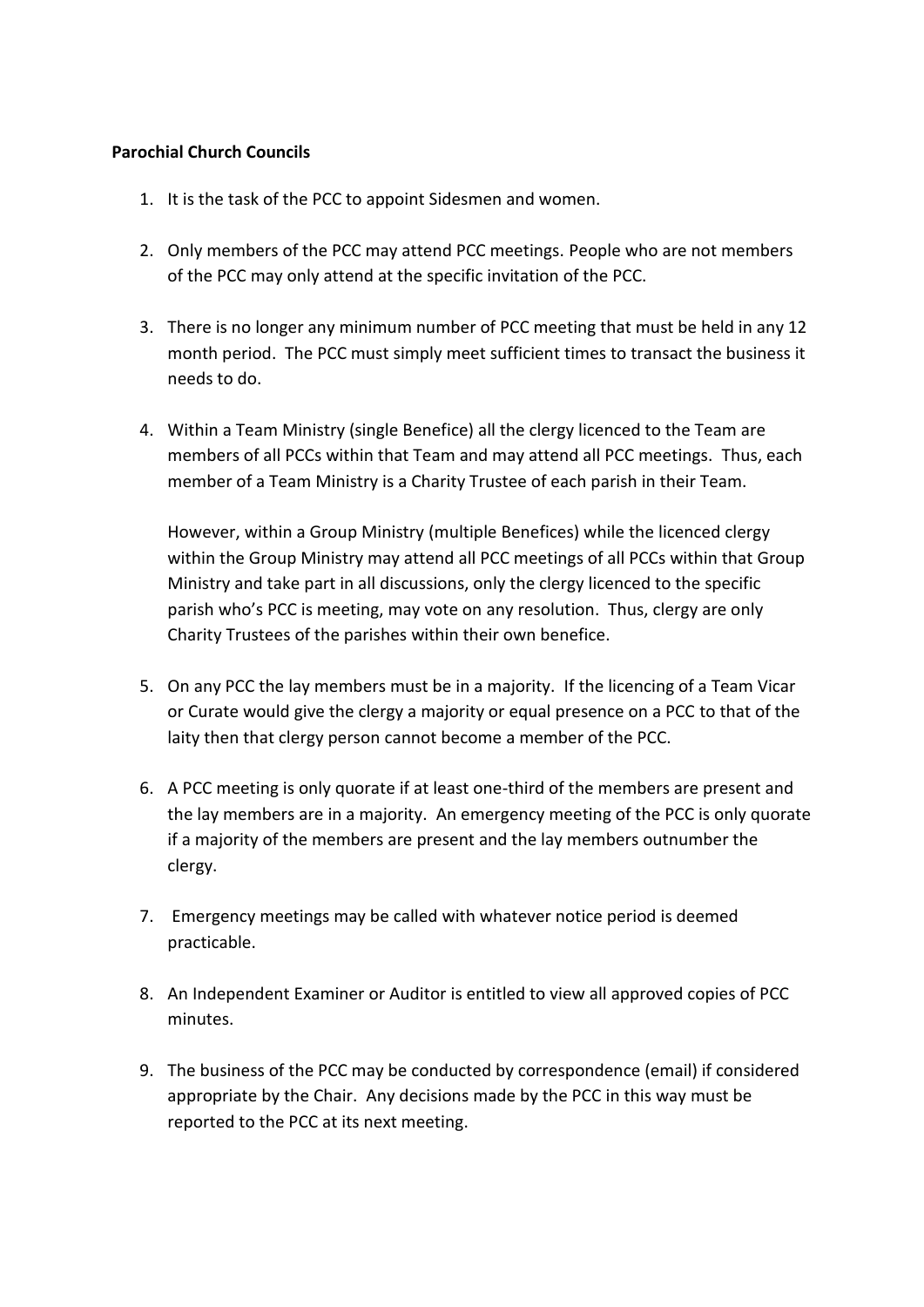**Parochial Church Councils**

1. It is the task of the PCC to appoint Sidesmen and women.

2. Only members of the PCC may attend PCC meetings. People who are not members of the PCC may only attend at the specific invitation of the PCC.

3. There is no longer any minimum number of PCC meeting that must be held in any 12 month period. The PCC must simply meet sufficient times to transact the business it needs to do.

4. Within a Team Ministry (single Benefice) all the clergy licenced to the Team are members of all PCCs within that Team and may attend all PCC meetings. Thus, each member of a Team Ministry is a Charity Trustee of each parish in their Team.

   However, within a Group Ministry (multiple Benefices) while the licenced clergy within the Group Ministry may attend all PCC meetings of all PCCs within that Group Ministry and take part in all discussions, only the clergy licenced to the specific parish who's PCC is meeting, may vote on any resolution. Thus, clergy are only Charity Trustees of the parishes within their own benefice.

5. On any PCC the lay members must be in a majority. If the licencing of a Team Vicar or Curate would give the clergy a majority or equal presence on a PCC to that of the laity then that clergy person cannot become a member of the PCC.

6. A PCC meeting is only quorate if at least one-third of the members are present and the lay members are in a majority. An emergency meeting of the PCC is only quorate if a majority of the members are present and the lay members outnumber the clergy.

7. Emergency meetings may be called with whatever notice period is deemed practicable.

8. An Independent Examiner or Auditor is entitled to view all approved copies of PCC minutes.

9. The business of the PCC may be conducted by correspondence (email) if considered appropriate by the Chair. Any decisions made by the PCC in this way must be reported to the PCC at its next meeting.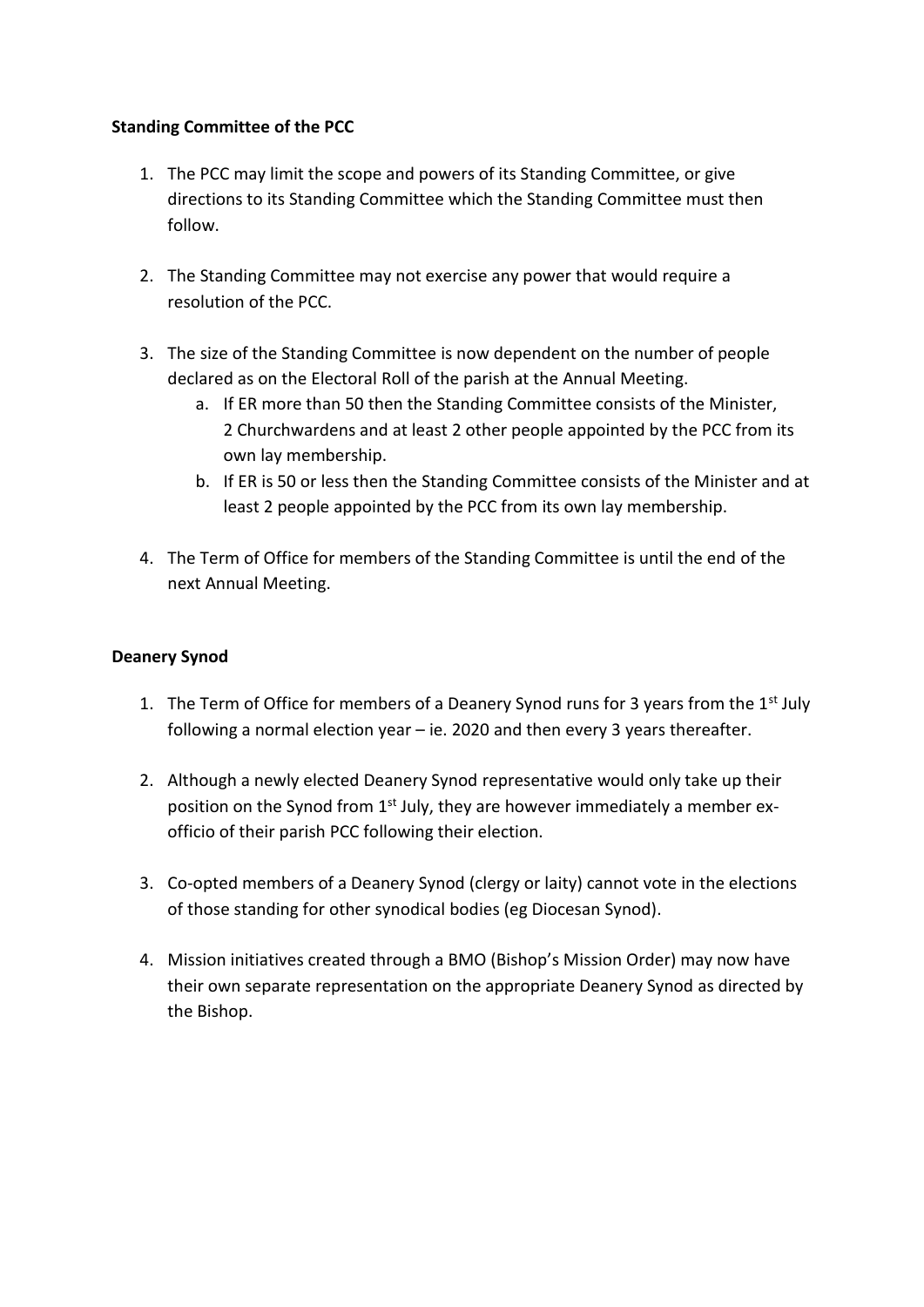**Standing Committee of the PCC**

1. The PCC may limit the scope and powers of its Standing Committee, or give directions to its Standing Committee which the Standing Committee must then follow.

2. The Standing Committee may not exercise any power that would require a resolution of the PCC.

3. The size of the Standing Committee is now dependent on the number of people declared as on the Electoral Roll of the parish at the Annual Meeting.
   a. If ER more than 50 then the Standing Committee consists of the Minister, 2 Churchwardens and at least 2 other people appointed by the PCC from its own lay membership.
   b. If ER is 50 or less then the Standing Committee consists of the Minister and at least 2 people appointed by the PCC from its own lay membership.

4. The Term of Office for members of the Standing Committee is until the end of the next Annual Meeting.

**Deanery Synod**

1. The Term of Office for members of a Deanery Synod runs for 3 years from the 1st July following a normal election year – ie. 2020 and then every 3 years thereafter.

2. Although a newly elected Deanery Synod representative would only take up their position on the Synod from 1st July, they are however immediately a member ex-officio of their parish PCC following their election.

3. Co-opted members of a Deanery Synod (clergy or laity) cannot vote in the elections of those standing for other synodical bodies (eg Diocesan Synod).

4. Mission initiatives created through a BMO (Bishop's Mission Order) may now have their own separate representation on the appropriate Deanery Synod as directed by the Bishop.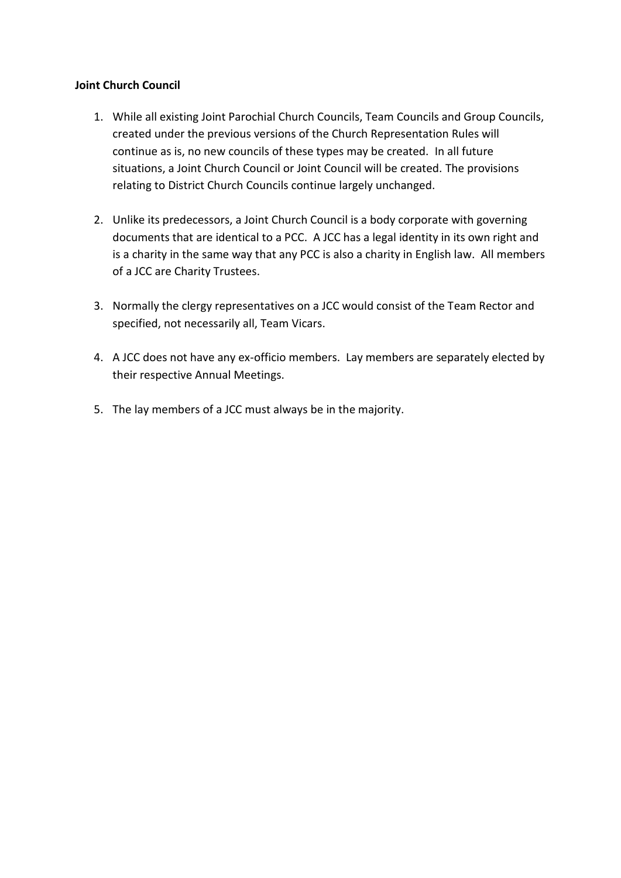**Joint Church Council**

1. While all existing Joint Parochial Church Councils, Team Councils and Group Councils, created under the previous versions of the Church Representation Rules will continue as is, no new councils of these types may be created. In all future situations, a Joint Church Council or Joint Council will be created. The provisions relating to District Church Councils continue largely unchanged.

2. Unlike its predecessors, a Joint Church Council is a body corporate with governing documents that are identical to a PCC. A JCC has a legal identity in its own right and is a charity in the same way that any PCC is also a charity in English law. All members of a JCC are Charity Trustees.

3. Normally the clergy representatives on a JCC would consist of the Team Rector and specified, not necessarily all, Team Vicars.

4. A JCC does not have any ex-officio members. Lay members are separately elected by their respective Annual Meetings.

5. The lay members of a JCC must always be in the majority.